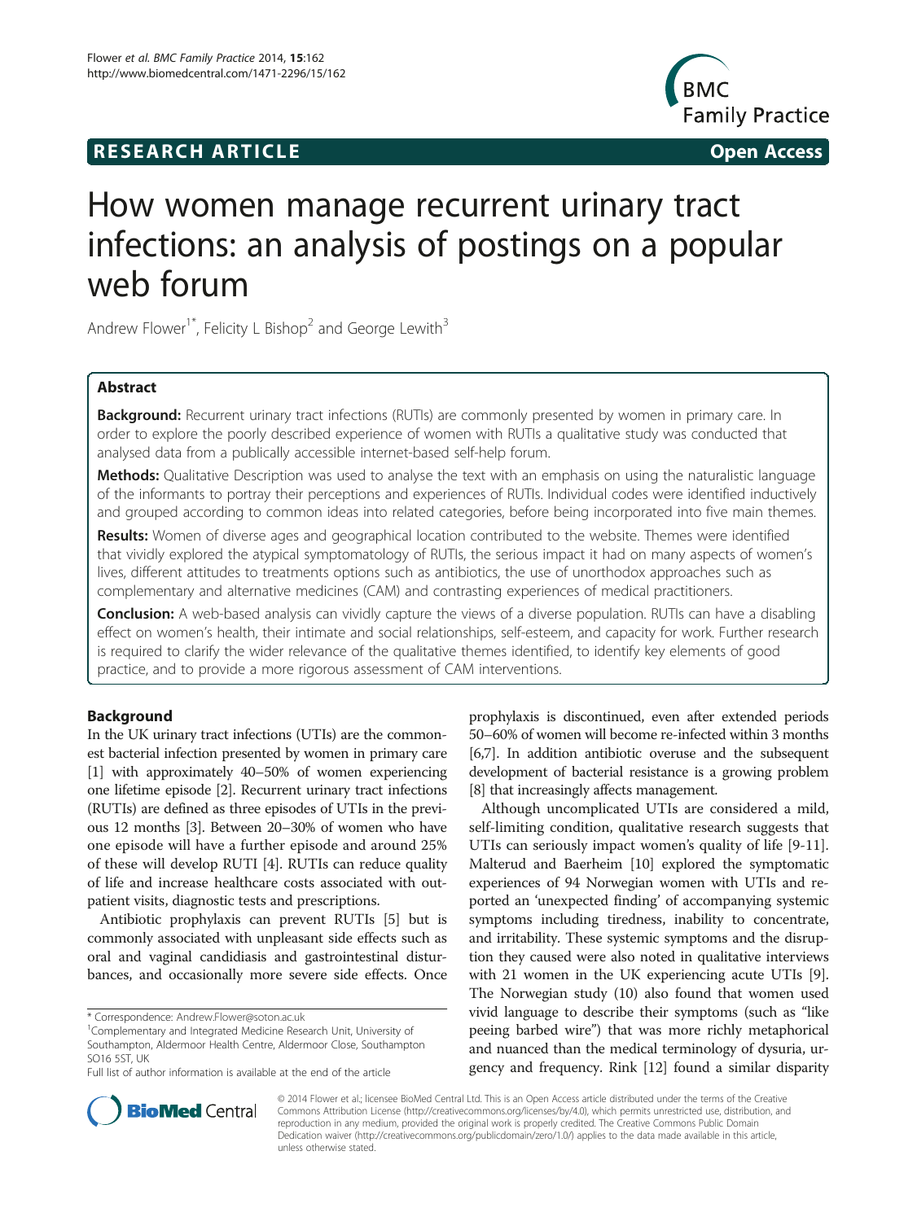RESEARCH ARTICLE Open Access

# How women manage recurrent urinary tract infections: an analysis of postings on a popular web forum

Andrew Flower[1*], Felicity L Bishop[2] and George Lewith[3]

## Abstract

**Background:** Recurrent urinary tract infections (RUTIs) are commonly presented by women in primary care. In order to explore the poorly described experience of women with RUTIs a qualitative study was conducted that analysed data from a publically accessible internet-based self-help forum.

**Methods:** Qualitative Description was used to analyse the text with an emphasis on using the naturalistic language of the informants to portray their perceptions and experiences of RUTIs. Individual codes were identified inductively and grouped according to common ideas into related categories, before being incorporated into five main themes.

**Results:** Women of diverse ages and geographical location contributed to the website. Themes were identified that vividly explored the atypical symptomatology of RUTIs, the serious impact it had on many aspects of women's lives, different attitudes to treatments options such as antibiotics, the use of unorthodox approaches such as complementary and alternative medicines (CAM) and contrasting experiences of medical practitioners.

**Conclusion:** A web-based analysis can vividly capture the views of a diverse population. RUTIs can have a disabling effect on women's health, their intimate and social relationships, self-esteem, and capacity for work. Further research is required to clarify the wider relevance of the qualitative themes identified, to identify key elements of good practice, and to provide a more rigorous assessment of CAM interventions.

## Background

In the UK urinary tract infections (UTIs) are the commonest bacterial infection presented by women in primary care [1] with approximately 40–50% of women experiencing one lifetime episode [2]. Recurrent urinary tract infections (RUTIs) are defined as three episodes of UTIs in the previous 12 months [3]. Between 20–30% of women who have one episode will have a further episode and around 25% of these will develop RUTI [4]. RUTIs can reduce quality of life and increase healthcare costs associated with outpatient visits, diagnostic tests and prescriptions.

Antibiotic prophylaxis can prevent RUTIs [5] but is commonly associated with unpleasant side effects such as oral and vaginal candidiasis and gastrointestinal disturbances, and occasionally more severe side effects. Once prophylaxis is discontinued, even after extended periods 50–60% of women will become re-infected within 3 months [6,7]. In addition antibiotic overuse and the subsequent development of bacterial resistance is a growing problem [8] that increasingly affects management.

Although uncomplicated UTIs are considered a mild, self-limiting condition, qualitative research suggests that UTIs can seriously impact women's quality of life [9-11]. Malterud and Baerheim [10] explored the symptomatic experiences of 94 Norwegian women with UTIs and reported an 'unexpected finding' of accompanying systemic symptoms including tiredness, inability to concentrate, and irritability. These systemic symptoms and the disruption they caused were also noted in qualitative interviews with 21 women in the UK experiencing acute UTIs [9]. The Norwegian study (10) also found that women used vivid language to describe their symptoms (such as "like peeing barbed wire") that was more richly metaphorical and nuanced than the medical terminology of dysuria, urgency and frequency. Rink [12] found a similar disparity

\* Correspondence: Andrew.Flower@soton.ac.uk
[1]Complementary and Integrated Medicine Research Unit, University of Southampton, Aldermoor Health Centre, Aldermoor Close, Southampton SO16 5ST, UK
Full list of author information is available at the end of the article

© 2014 Flower et al.; licensee BioMed Central Ltd. This is an Open Access article distributed under the terms of the Creative Commons Attribution License (http://creativecommons.org/licenses/by/4.0), which permits unrestricted use, distribution, and reproduction in any medium, provided the original work is properly credited. The Creative Commons Public Domain Dedication waiver (http://creativecommons.org/publicdomain/zero/1.0/) applies to the data made available in this article, unless otherwise stated.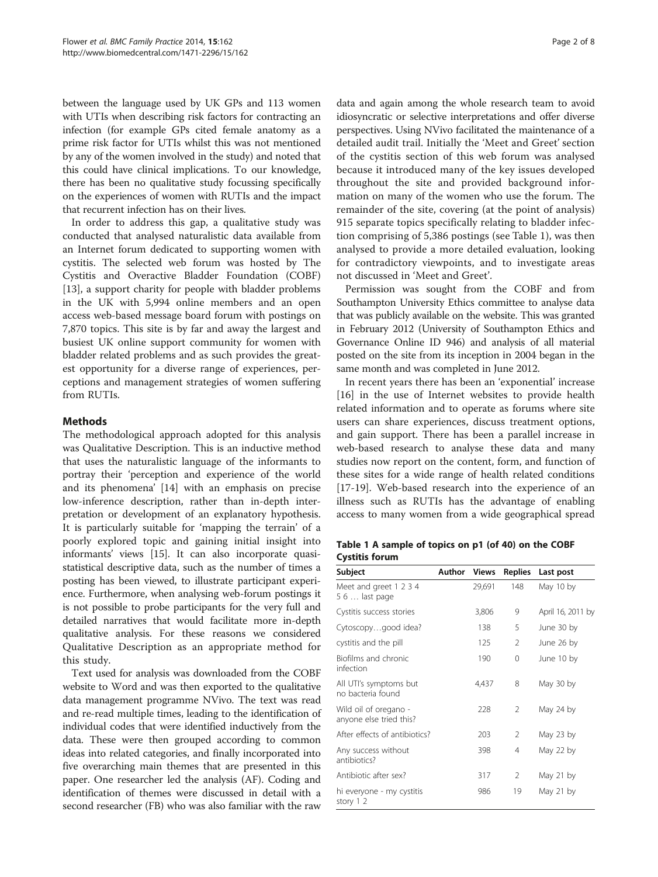between the language used by UK GPs and 113 women with UTIs when describing risk factors for contracting an infection (for example GPs cited female anatomy as a prime risk factor for UTIs whilst this was not mentioned by any of the women involved in the study) and noted that this could have clinical implications. To our knowledge, there has been no qualitative study focussing specifically on the experiences of women with RUTIs and the impact that recurrent infection has on their lives.

In order to address this gap, a qualitative study was conducted that analysed naturalistic data available from an Internet forum dedicated to supporting women with cystitis. The selected web forum was hosted by The Cystitis and Overactive Bladder Foundation (COBF) [13], a support charity for people with bladder problems in the UK with 5,994 online members and an open access web-based message board forum with postings on 7,870 topics. This site is by far and away the largest and busiest UK online support community for women with bladder related problems and as such provides the greatest opportunity for a diverse range of experiences, perceptions and management strategies of women suffering from RUTIs.

## Methods

The methodological approach adopted for this analysis was Qualitative Description. This is an inductive method that uses the naturalistic language of the informants to portray their 'perception and experience of the world and its phenomena' [14] with an emphasis on precise low-inference description, rather than in-depth interpretation or development of an explanatory hypothesis. It is particularly suitable for 'mapping the terrain' of a poorly explored topic and gaining initial insight into informants' views [15]. It can also incorporate quasi-statistical descriptive data, such as the number of times a posting has been viewed, to illustrate participant experience. Furthermore, when analysing web-forum postings it is not possible to probe participants for the very full and detailed narratives that would facilitate more in-depth qualitative analysis. For these reasons we considered Qualitative Description as an appropriate method for this study.

Text used for analysis was downloaded from the COBF website to Word and was then exported to the qualitative data management programme NVivo. The text was read and re-read multiple times, leading to the identification of individual codes that were identified inductively from the data. These were then grouped according to common ideas into related categories, and finally incorporated into five overarching main themes that are presented in this paper. One researcher led the analysis (AF). Coding and identification of themes were discussed in detail with a second researcher (FB) who was also familiar with the raw data and again among the whole research team to avoid idiosyncratic or selective interpretations and offer diverse perspectives. Using NVivo facilitated the maintenance of a detailed audit trail. Initially the 'Meet and Greet' section of the cystitis section of this web forum was analysed because it introduced many of the key issues developed throughout the site and provided background information on many of the women who use the forum. The remainder of the site, covering (at the point of analysis) 915 separate topics specifically relating to bladder infection comprising of 5,386 postings (see Table 1), was then analysed to provide a more detailed evaluation, looking for contradictory viewpoints, and to investigate areas not discussed in 'Meet and Greet'.

Permission was sought from the COBF and from Southampton University Ethics committee to analyse data that was publicly available on the website. This was granted in February 2012 (University of Southampton Ethics and Governance Online ID 946) and analysis of all material posted on the site from its inception in 2004 began in the same month and was completed in June 2012.

In recent years there has been an 'exponential' increase [16] in the use of Internet websites to provide health related information and to operate as forums where site users can share experiences, discuss treatment options, and gain support. There has been a parallel increase in web-based research to analyse these data and many studies now report on the content, form, and function of these sites for a wide range of health related conditions [17-19]. Web-based research into the experience of an illness such as RUTIs has the advantage of enabling access to many women from a wide geographical spread

**Table 1 A sample of topics on p1 (of 40) on the COBF Cystitis forum**

| Subject | Author | Views | Replies | Last post |
|---|---|---|---|---|
| Meet and greet 1 2 3 4 5 6 … last page | | 29,691 | 148 | May 10 by |
| Cystitis success stories | | 3,806 | 9 | April 16, 2011 by |
| Cytoscopy…good idea? | | 138 | 5 | June 30 by |
| cystitis and the pill | | 125 | 2 | June 26 by |
| Biofilms and chronic infection | | 190 | 0 | June 10 by |
| All UTI's symptoms but no bacteria found | | 4,437 | 8 | May 30 by |
| Wild oil of oregano - anyone else tried this? | | 228 | 2 | May 24 by |
| After effects of antibiotics? | | 203 | 2 | May 23 by |
| Any success without antibiotics? | | 398 | 4 | May 22 by |
| Antibiotic after sex? | | 317 | 2 | May 21 by |
| hi everyone - my cystitis story 1 2 | | 986 | 19 | May 21 by |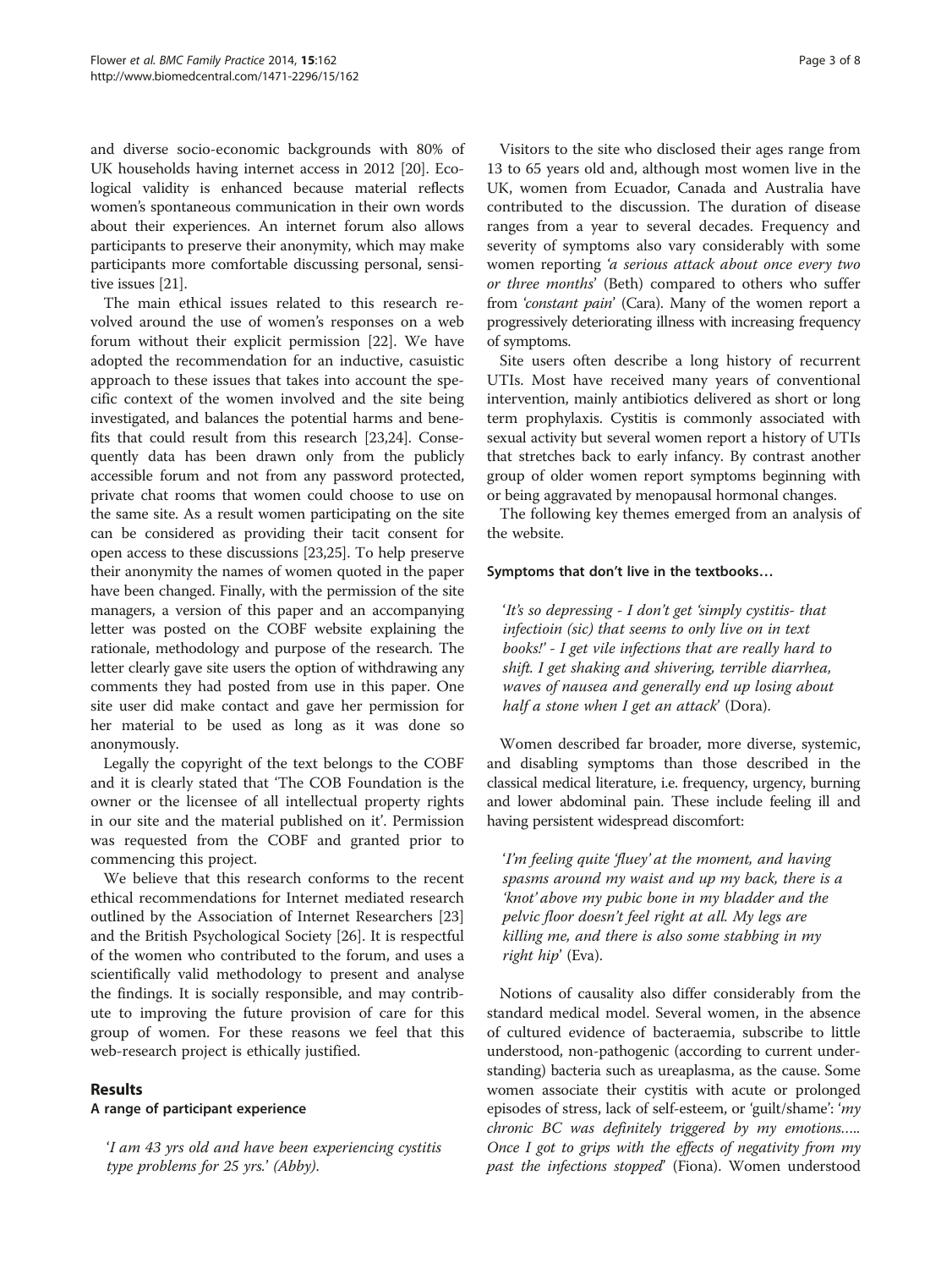and diverse socio-economic backgrounds with 80% of UK households having internet access in 2012 [20]. Ecological validity is enhanced because material reflects women's spontaneous communication in their own words about their experiences. An internet forum also allows participants to preserve their anonymity, which may make participants more comfortable discussing personal, sensitive issues [21].

The main ethical issues related to this research revolved around the use of women's responses on a web forum without their explicit permission [22]. We have adopted the recommendation for an inductive, casuistic approach to these issues that takes into account the specific context of the women involved and the site being investigated, and balances the potential harms and benefits that could result from this research [23,24]. Consequently data has been drawn only from the publicly accessible forum and not from any password protected, private chat rooms that women could choose to use on the same site. As a result women participating on the site can be considered as providing their tacit consent for open access to these discussions [23,25]. To help preserve their anonymity the names of women quoted in the paper have been changed. Finally, with the permission of the site managers, a version of this paper and an accompanying letter was posted on the COBF website explaining the rationale, methodology and purpose of the research. The letter clearly gave site users the option of withdrawing any comments they had posted from use in this paper. One site user did make contact and gave her permission for her material to be used as long as it was done so anonymously.

Legally the copyright of the text belongs to the COBF and it is clearly stated that 'The COB Foundation is the owner or the licensee of all intellectual property rights in our site and the material published on it'. Permission was requested from the COBF and granted prior to commencing this project.

We believe that this research conforms to the recent ethical recommendations for Internet mediated research outlined by the Association of Internet Researchers [23] and the British Psychological Society [26]. It is respectful of the women who contributed to the forum, and uses a scientifically valid methodology to present and analyse the findings. It is socially responsible, and may contribute to improving the future provision of care for this group of women. For these reasons we feel that this web-research project is ethically justified.

## Results

### A range of participant experience

> *'I am 43 yrs old and have been experiencing cystitis type problems for 25 yrs.' (Abby).*

Visitors to the site who disclosed their ages range from 13 to 65 years old and, although most women live in the UK, women from Ecuador, Canada and Australia have contributed to the discussion. The duration of disease ranges from a year to several decades. Frequency and severity of symptoms also vary considerably with some women reporting *'a serious attack about once every two or three months'* (Beth) compared to others who suffer from *'constant pain'* (Cara). Many of the women report a progressively deteriorating illness with increasing frequency of symptoms.

Site users often describe a long history of recurrent UTIs. Most have received many years of conventional intervention, mainly antibiotics delivered as short or long term prophylaxis. Cystitis is commonly associated with sexual activity but several women report a history of UTIs that stretches back to early infancy. By contrast another group of older women report symptoms beginning with or being aggravated by menopausal hormonal changes.

The following key themes emerged from an analysis of the website.

### Symptoms that don't live in the textbooks…

> *'It's so depressing - I don't get 'simply cystitis- that infectioin (sic) that seems to only live on in text books!' - I get vile infections that are really hard to shift. I get shaking and shivering, terrible diarrhea, waves of nausea and generally end up losing about half a stone when I get an attack'* (Dora).

Women described far broader, more diverse, systemic, and disabling symptoms than those described in the classical medical literature, i.e. frequency, urgency, burning and lower abdominal pain. These include feeling ill and having persistent widespread discomfort:

> *'I'm feeling quite 'fluey' at the moment, and having spasms around my waist and up my back, there is a 'knot' above my pubic bone in my bladder and the pelvic floor doesn't feel right at all. My legs are killing me, and there is also some stabbing in my right hip'* (Eva).

Notions of causality also differ considerably from the standard medical model. Several women, in the absence of cultured evidence of bacteraemia, subscribe to little understood, non-pathogenic (according to current understanding) bacteria such as ureaplasma, as the cause. Some women associate their cystitis with acute or prolonged episodes of stress, lack of self-esteem, or 'guilt/shame': *'my chronic BC was definitely triggered by my emotions….. Once I got to grips with the effects of negativity from my past the infections stopped'* (Fiona). Women understood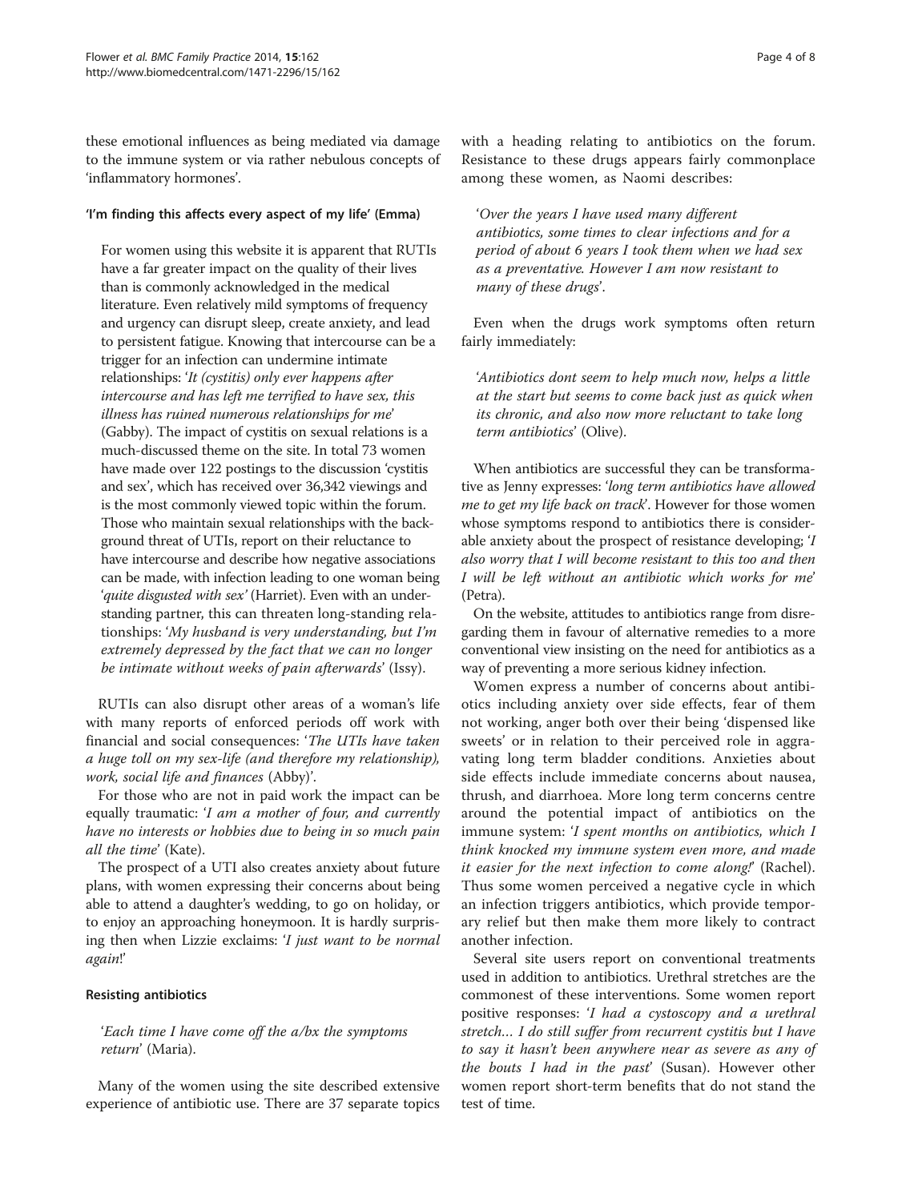these emotional influences as being mediated via damage to the immune system or via rather nebulous concepts of 'inflammatory hormones'.

#### 'I'm finding this affects every aspect of my life' (Emma)

For women using this website it is apparent that RUTIs have a far greater impact on the quality of their lives than is commonly acknowledged in the medical literature. Even relatively mild symptoms of frequency and urgency can disrupt sleep, create anxiety, and lead to persistent fatigue. Knowing that intercourse can be a trigger for an infection can undermine intimate relationships: '*It (cystitis) only ever happens after intercourse and has left me terrified to have sex, this illness has ruined numerous relationships for me*' (Gabby). The impact of cystitis on sexual relations is a much-discussed theme on the site. In total 73 women have made over 122 postings to the discussion 'cystitis and sex', which has received over 36,342 viewings and is the most commonly viewed topic within the forum. Those who maintain sexual relationships with the background threat of UTIs, report on their reluctance to have intercourse and describe how negative associations can be made, with infection leading to one woman being '*quite disgusted with sex'* (Harriet). Even with an understanding partner, this can threaten long-standing relationships: '*My husband is very understanding, but I'm extremely depressed by the fact that we can no longer be intimate without weeks of pain afterwards*' (Issy).

RUTIs can also disrupt other areas of a woman's life with many reports of enforced periods off work with financial and social consequences: '*The UTIs have taken a huge toll on my sex-life (and therefore my relationship), work, social life and finances* (Abby)'.

For those who are not in paid work the impact can be equally traumatic: '*I am a mother of four, and currently have no interests or hobbies due to being in so much pain all the time*' (Kate).

The prospect of a UTI also creates anxiety about future plans, with women expressing their concerns about being able to attend a daughter's wedding, to go on holiday, or to enjoy an approaching honeymoon. It is hardly surprising then when Lizzie exclaims: '*I just want to be normal again*!'

#### Resisting antibiotics

'*Each time I have come off the a/bx the symptoms return*' (Maria).

Many of the women using the site described extensive experience of antibiotic use. There are 37 separate topics with a heading relating to antibiotics on the forum. Resistance to these drugs appears fairly commonplace among these women, as Naomi describes:

'*Over the years I have used many different antibiotics, some times to clear infections and for a period of about 6 years I took them when we had sex as a preventative. However I am now resistant to many of these drugs*'.

Even when the drugs work symptoms often return fairly immediately:

'*Antibiotics dont seem to help much now, helps a little at the start but seems to come back just as quick when its chronic, and also now more reluctant to take long term antibiotics*' (Olive).

When antibiotics are successful they can be transformative as Jenny expresses: '*long term antibiotics have allowed me to get my life back on track*'. However for those women whose symptoms respond to antibiotics there is considerable anxiety about the prospect of resistance developing; '*I also worry that I will become resistant to this too and then I will be left without an antibiotic which works for me*' (Petra).

On the website, attitudes to antibiotics range from disregarding them in favour of alternative remedies to a more conventional view insisting on the need for antibiotics as a way of preventing a more serious kidney infection.

Women express a number of concerns about antibiotics including anxiety over side effects, fear of them not working, anger both over their being 'dispensed like sweets' or in relation to their perceived role in aggravating long term bladder conditions. Anxieties about side effects include immediate concerns about nausea, thrush, and diarrhoea. More long term concerns centre around the potential impact of antibiotics on the immune system: '*I spent months on antibiotics, which I think knocked my immune system even more, and made it easier for the next infection to come along!*' (Rachel). Thus some women perceived a negative cycle in which an infection triggers antibiotics, which provide temporary relief but then make them more likely to contract another infection.

Several site users report on conventional treatments used in addition to antibiotics. Urethral stretches are the commonest of these interventions. Some women report positive responses: '*I had a cystoscopy and a urethral stretch… I do still suffer from recurrent cystitis but I have to say it hasn't been anywhere near as severe as any of the bouts I had in the past*' (Susan). However other women report short-term benefits that do not stand the test of time.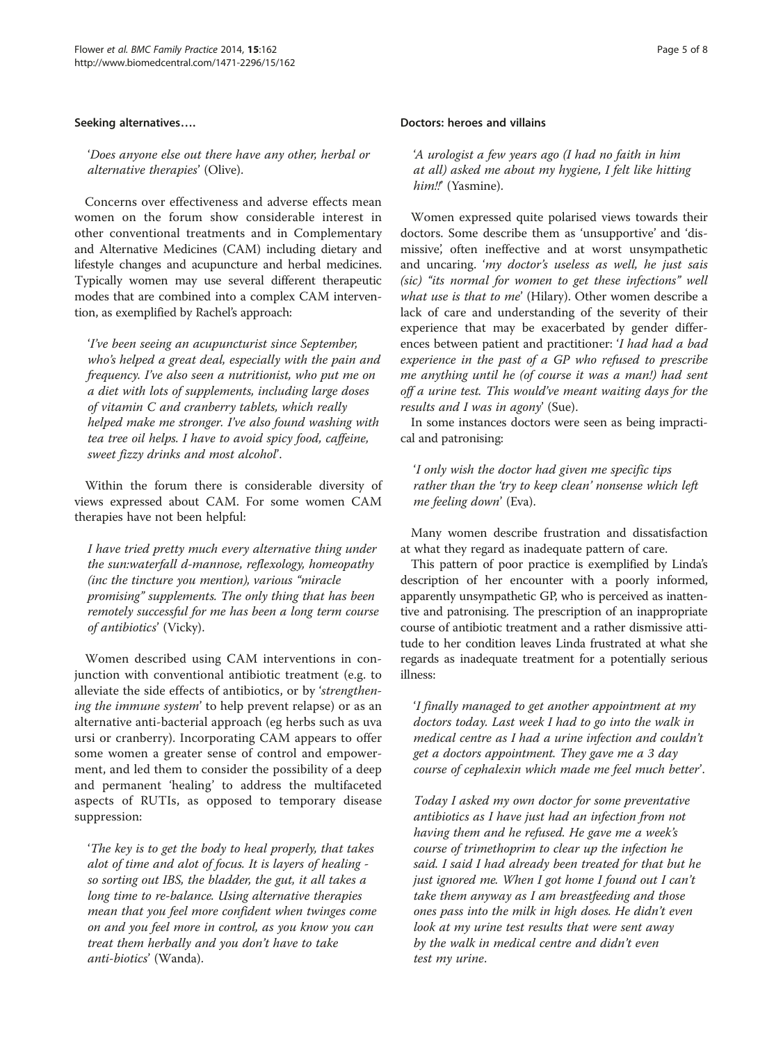#### Seeking alternatives….

> *'Does anyone else out there have any other, herbal or alternative therapies'* (Olive).

Concerns over effectiveness and adverse effects mean women on the forum show considerable interest in other conventional treatments and in Complementary and Alternative Medicines (CAM) including dietary and lifestyle changes and acupuncture and herbal medicines. Typically women may use several different therapeutic modes that are combined into a complex CAM intervention, as exemplified by Rachel's approach:

> *'I've been seeing an acupuncturist since September, who's helped a great deal, especially with the pain and frequency. I've also seen a nutritionist, who put me on a diet with lots of supplements, including large doses of vitamin C and cranberry tablets, which really helped make me stronger. I've also found washing with tea tree oil helps. I have to avoid spicy food, caffeine, sweet fizzy drinks and most alcohol'*.

Within the forum there is considerable diversity of views expressed about CAM. For some women CAM therapies have not been helpful:

> *I have tried pretty much every alternative thing under the sun:waterfall d-mannose, reflexology, homeopathy (inc the tincture you mention), various "miracle promising" supplements. The only thing that has been remotely successful for me has been a long term course of antibiotics'* (Vicky).

Women described using CAM interventions in conjunction with conventional antibiotic treatment (e.g. to alleviate the side effects of antibiotics, or by *'strengthening the immune system'* to help prevent relapse) or as an alternative anti-bacterial approach (eg herbs such as uva ursi or cranberry). Incorporating CAM appears to offer some women a greater sense of control and empowerment, and led them to consider the possibility of a deep and permanent 'healing' to address the multifaceted aspects of RUTIs, as opposed to temporary disease suppression:

> *'The key is to get the body to heal properly, that takes alot of time and alot of focus. It is layers of healing - so sorting out IBS, the bladder, the gut, it all takes a long time to re-balance. Using alternative therapies mean that you feel more confident when twinges come on and you feel more in control, as you know you can treat them herbally and you don't have to take anti-biotics'* (Wanda).

#### Doctors: heroes and villains

> *'A urologist a few years ago (I had no faith in him at all) asked me about my hygiene, I felt like hitting him!!'* (Yasmine).

Women expressed quite polarised views towards their doctors. Some describe them as 'unsupportive' and 'dismissive', often ineffective and at worst unsympathetic and uncaring. *'my doctor's useless as well, he just sais (sic) "its normal for women to get these infections" well what use is that to me'* (Hilary). Other women describe a lack of care and understanding of the severity of their experience that may be exacerbated by gender differences between patient and practitioner: *'I had had a bad experience in the past of a GP who refused to prescribe me anything until he (of course it was a man!) had sent off a urine test. This would've meant waiting days for the results and I was in agony'* (Sue).

In some instances doctors were seen as being impractical and patronising:

> *'I only wish the doctor had given me specific tips rather than the 'try to keep clean' nonsense which left me feeling down'* (Eva).

Many women describe frustration and dissatisfaction at what they regard as inadequate pattern of care.

This pattern of poor practice is exemplified by Linda's description of her encounter with a poorly informed, apparently unsympathetic GP, who is perceived as inattentive and patronising. The prescription of an inappropriate course of antibiotic treatment and a rather dismissive attitude to her condition leaves Linda frustrated at what she regards as inadequate treatment for a potentially serious illness:

> *'I finally managed to get another appointment at my doctors today. Last week I had to go into the walk in medical centre as I had a urine infection and couldn't get a doctors appointment. They gave me a 3 day course of cephalexin which made me feel much better'*.
>
> *Today I asked my own doctor for some preventative antibiotics as I have just had an infection from not having them and he refused. He gave me a week's course of trimethoprim to clear up the infection he said. I said I had already been treated for that but he just ignored me. When I got home I found out I can't take them anyway as I am breastfeeding and those ones pass into the milk in high doses. He didn't even look at my urine test results that were sent away by the walk in medical centre and didn't even test my urine*.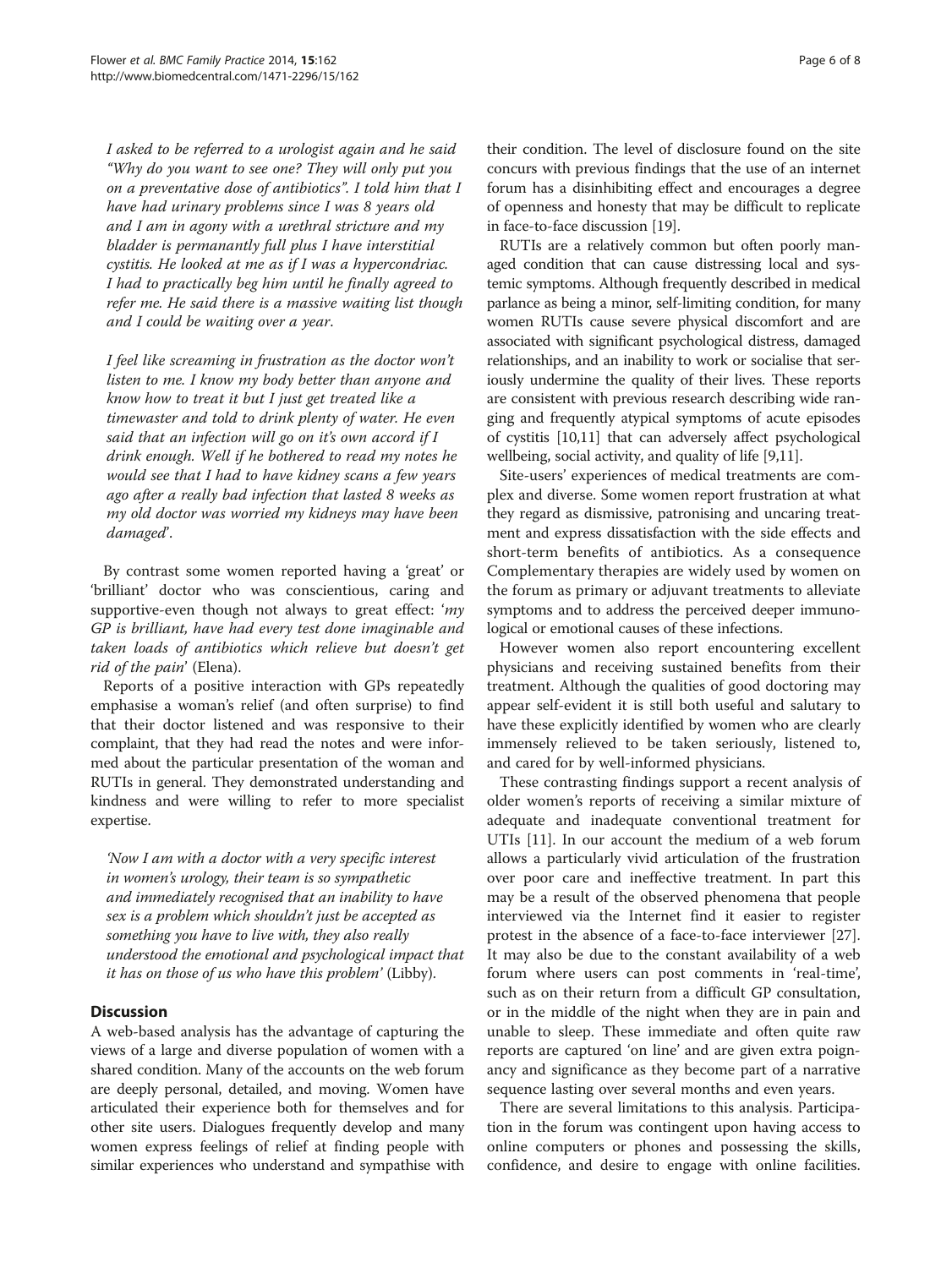*I asked to be referred to a urologist again and he said "Why do you want to see one? They will only put you on a preventative dose of antibiotics". I told him that I have had urinary problems since I was 8 years old and I am in agony with a urethral stricture and my bladder is permanantly full plus I have interstitial cystitis. He looked at me as if I was a hypercondriac. I had to practically beg him until he finally agreed to refer me. He said there is a massive waiting list though and I could be waiting over a year.*

*I feel like screaming in frustration as the doctor won't listen to me. I know my body better than anyone and know how to treat it but I just get treated like a timewaster and told to drink plenty of water. He even said that an infection will go on it's own accord if I drink enough. Well if he bothered to read my notes he would see that I had to have kidney scans a few years ago after a really bad infection that lasted 8 weeks as my old doctor was worried my kidneys may have been damaged'.*

By contrast some women reported having a 'great' or 'brilliant' doctor who was conscientious, caring and supportive-even though not always to great effect: '*my GP is brilliant, have had every test done imaginable and taken loads of antibiotics which relieve but doesn't get rid of the pain*' (Elena).

Reports of a positive interaction with GPs repeatedly emphasise a woman's relief (and often surprise) to find that their doctor listened and was responsive to their complaint, that they had read the notes and were informed about the particular presentation of the woman and RUTIs in general. They demonstrated understanding and kindness and were willing to refer to more specialist expertise.

*'Now I am with a doctor with a very specific interest in women's urology, their team is so sympathetic and immediately recognised that an inability to have sex is a problem which shouldn't just be accepted as something you have to live with, they also really understood the emotional and psychological impact that it has on those of us who have this problem'* (Libby).

## Discussion

A web-based analysis has the advantage of capturing the views of a large and diverse population of women with a shared condition. Many of the accounts on the web forum are deeply personal, detailed, and moving. Women have articulated their experience both for themselves and for other site users. Dialogues frequently develop and many women express feelings of relief at finding people with similar experiences who understand and sympathise with their condition. The level of disclosure found on the site concurs with previous findings that the use of an internet forum has a disinhibiting effect and encourages a degree of openness and honesty that may be difficult to replicate in face-to-face discussion [19].

RUTIs are a relatively common but often poorly managed condition that can cause distressing local and systemic symptoms. Although frequently described in medical parlance as being a minor, self-limiting condition, for many women RUTIs cause severe physical discomfort and are associated with significant psychological distress, damaged relationships, and an inability to work or socialise that seriously undermine the quality of their lives. These reports are consistent with previous research describing wide ranging and frequently atypical symptoms of acute episodes of cystitis [10,11] that can adversely affect psychological wellbeing, social activity, and quality of life [9,11].

Site-users' experiences of medical treatments are complex and diverse. Some women report frustration at what they regard as dismissive, patronising and uncaring treatment and express dissatisfaction with the side effects and short-term benefits of antibiotics. As a consequence Complementary therapies are widely used by women on the forum as primary or adjuvant treatments to alleviate symptoms and to address the perceived deeper immunological or emotional causes of these infections.

However women also report encountering excellent physicians and receiving sustained benefits from their treatment. Although the qualities of good doctoring may appear self-evident it is still both useful and salutary to have these explicitly identified by women who are clearly immensely relieved to be taken seriously, listened to, and cared for by well-informed physicians.

These contrasting findings support a recent analysis of older women's reports of receiving a similar mixture of adequate and inadequate conventional treatment for UTIs [11]. In our account the medium of a web forum allows a particularly vivid articulation of the frustration over poor care and ineffective treatment. In part this may be a result of the observed phenomena that people interviewed via the Internet find it easier to register protest in the absence of a face-to-face interviewer [27]. It may also be due to the constant availability of a web forum where users can post comments in 'real-time', such as on their return from a difficult GP consultation, or in the middle of the night when they are in pain and unable to sleep. These immediate and often quite raw reports are captured 'on line' and are given extra poignancy and significance as they become part of a narrative sequence lasting over several months and even years.

There are several limitations to this analysis. Participation in the forum was contingent upon having access to online computers or phones and possessing the skills, confidence, and desire to engage with online facilities.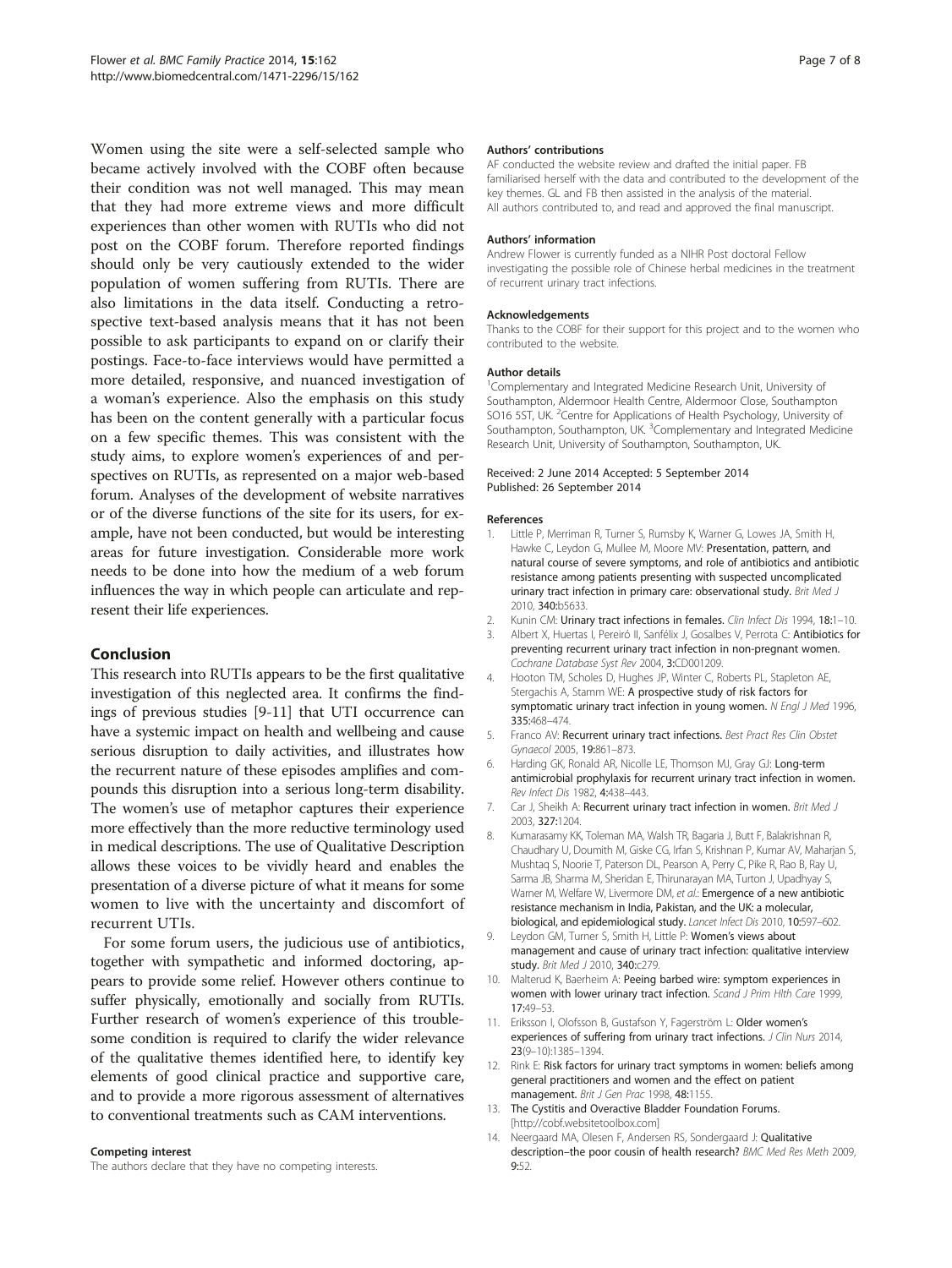Women using the site were a self-selected sample who became actively involved with the COBF often because their condition was not well managed. This may mean that they had more extreme views and more difficult experiences than other women with RUTIs who did not post on the COBF forum. Therefore reported findings should only be very cautiously extended to the wider population of women suffering from RUTIs. There are also limitations in the data itself. Conducting a retrospective text-based analysis means that it has not been possible to ask participants to expand on or clarify their postings. Face-to-face interviews would have permitted a more detailed, responsive, and nuanced investigation of a woman's experience. Also the emphasis on this study has been on the content generally with a particular focus on a few specific themes. This was consistent with the study aims, to explore women's experiences of and perspectives on RUTIs, as represented on a major web-based forum. Analyses of the development of website narratives or of the diverse functions of the site for its users, for example, have not been conducted, but would be interesting areas for future investigation. Considerable more work needs to be done into how the medium of a web forum influences the way in which people can articulate and represent their life experiences.

## Conclusion

This research into RUTIs appears to be the first qualitative investigation of this neglected area. It confirms the findings of previous studies [9-11] that UTI occurrence can have a systemic impact on health and wellbeing and cause serious disruption to daily activities, and illustrates how the recurrent nature of these episodes amplifies and compounds this disruption into a serious long-term disability. The women's use of metaphor captures their experience more effectively than the more reductive terminology used in medical descriptions. The use of Qualitative Description allows these voices to be vividly heard and enables the presentation of a diverse picture of what it means for some women to live with the uncertainty and discomfort of recurrent UTIs.

For some forum users, the judicious use of antibiotics, together with sympathetic and informed doctoring, appears to provide some relief. However others continue to suffer physically, emotionally and socially from RUTIs. Further research of women's experience of this troublesome condition is required to clarify the wider relevance of the qualitative themes identified here, to identify key elements of good clinical practice and supportive care, and to provide a more rigorous assessment of alternatives to conventional treatments such as CAM interventions.

#### Competing interest

The authors declare that they have no competing interests.

#### Authors' contributions

AF conducted the website review and drafted the initial paper. FB familiarised herself with the data and contributed to the development of the key themes. GL and FB then assisted in the analysis of the material. All authors contributed to, and read and approved the final manuscript.

#### Authors' information

Andrew Flower is currently funded as a NIHR Post doctoral Fellow investigating the possible role of Chinese herbal medicines in the treatment of recurrent urinary tract infections.

#### Acknowledgements

Thanks to the COBF for their support for this project and to the women who contributed to the website.

#### Author details

[1]Complementary and Integrated Medicine Research Unit, University of Southampton, Aldermoor Health Centre, Aldermoor Close, Southampton SO16 5ST, UK. [2]Centre for Applications of Health Psychology, University of Southampton, Southampton, UK. [3]Complementary and Integrated Medicine Research Unit, University of Southampton, Southampton, UK.

Received: 2 June 2014 Accepted: 5 September 2014
Published: 26 September 2014

#### References

1. Little P, Merriman R, Turner S, Rumsby K, Warner G, Lowes JA, Smith H, Hawke C, Leydon G, Mullee M, Moore MV: **Presentation, pattern, and natural course of severe symptoms, and role of antibiotics and antibiotic resistance among patients presenting with suspected uncomplicated urinary tract infection in primary care: observational study.** *Brit Med J* 2010, **340:**b5633.
2. Kunin CM: **Urinary tract infections in females.** *Clin Infect Dis* 1994, **18:**1–10.
3. Albert X, Huertas I, Pereiró II, Sanfélix J, Gosalbes V, Perrota C: **Antibiotics for preventing recurrent urinary tract infection in non-pregnant women.** *Cochrane Database Syst Rev* 2004, **3:**CD001209.
4. Hooton TM, Scholes D, Hughes JP, Winter C, Roberts PL, Stapleton AE, Stergachis A, Stamm WE: **A prospective study of risk factors for symptomatic urinary tract infection in young women.** *N Engl J Med* 1996, **335:**468–474.
5. Franco AV: **Recurrent urinary tract infections.** *Best Pract Res Clin Obstet Gynaecol* 2005, **19:**861–873.
6. Harding GK, Ronald AR, Nicolle LE, Thomson MJ, Gray GJ: **Long-term antimicrobial prophylaxis for recurrent urinary tract infection in women.** *Rev Infect Dis* 1982, **4:**438–443.
7. Car J, Sheikh A: **Recurrent urinary tract infection in women.** *Brit Med J* 2003, **327:**1204.
8. Kumarasamy KK, Toleman MA, Walsh TR, Bagaria J, Butt F, Balakrishnan R, Chaudhary U, Doumith M, Giske CG, Irfan S, Krishnan P, Kumar AV, Maharjan S, Mushtaq S, Noorie T, Paterson DL, Pearson A, Perry C, Pike R, Rao B, Ray U, Sarma JB, Sharma M, Sheridan E, Thirunarayan MA, Turton J, Upadhyay S, Warner M, Welfare W, Livermore DM, *et al.*: **Emergence of a new antibiotic resistance mechanism in India, Pakistan, and the UK: a molecular, biological, and epidemiological study.** *Lancet Infect Dis* 2010, **10:**597–602.
9. Leydon GM, Turner S, Smith H, Little P: **Women's views about management and cause of urinary tract infection: qualitative interview study.** *Brit Med J* 2010, **340:**c279.
10. Malterud K, Baerheim A: **Peeing barbed wire: symptom experiences in women with lower urinary tract infection.** *Scand J Prim Hlth Care* 1999, **17:**49–53.
11. Eriksson I, Olofsson B, Gustafson Y, Fagerström L: **Older women's experiences of suffering from urinary tract infections.** *J Clin Nurs* 2014, **23**(9–10):1385–1394.
12. Rink E: **Risk factors for urinary tract symptoms in women: beliefs among general practitioners and women and the effect on patient management.** *Brit J Gen Prac* 1998, **48:**1155.
13. **The Cystitis and Overactive Bladder Foundation Forums.** [http://cobf.websitetoolbox.com]
14. Neergaard MA, Olesen F, Andersen RS, Sondergaard J: **Qualitative description–the poor cousin of health research?** *BMC Med Res Meth* 2009, **9:**52.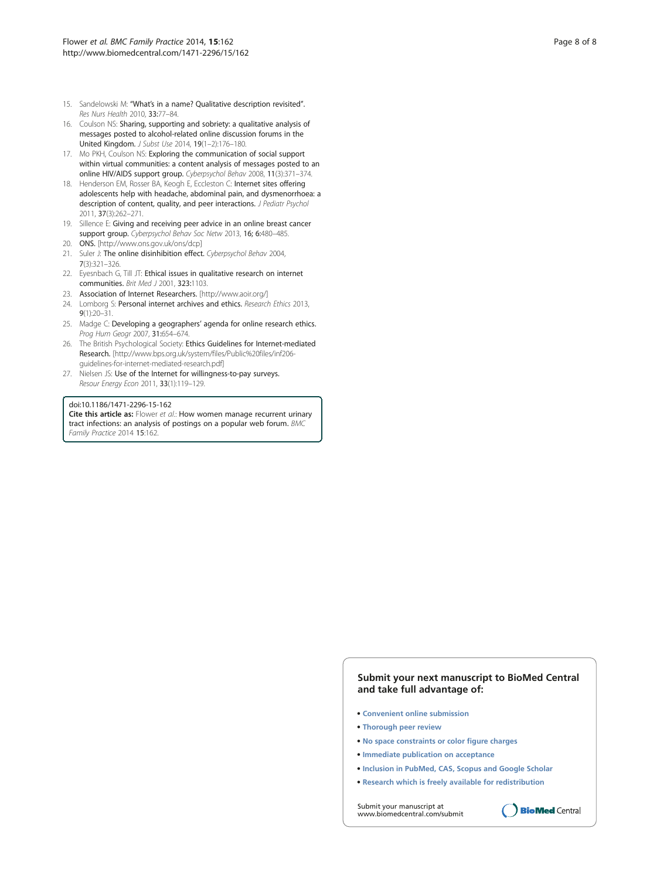15. Sandelowski M: "What's in a name? Qualitative description revisited". *Res Nurs Health* 2010, **33:**77–84.
16. Coulson NS: Sharing, supporting and sobriety: a qualitative analysis of messages posted to alcohol-related online discussion forums in the United Kingdom. *J Subst Use* 2014, **19**(1–2):176–180.
17. Mo PKH, Coulson NS: Exploring the communication of social support within virtual communities: a content analysis of messages posted to an online HIV/AIDS support group. *Cyberpsychol Behav* 2008, **11**(3):371–374.
18. Henderson EM, Rosser BA, Keogh E, Eccleston C: Internet sites offering adolescents help with headache, abdominal pain, and dysmenorrhoea: a description of content, quality, and peer interactions. *J Pediatr Psychol* 2011, **37**(3):262–271.
19. Sillence E: Giving and receiving peer advice in an online breast cancer support group. *Cyberpsychol Behav Soc Netw* 2013, **16; 6:**480–485.
20. ONS. [http://www.ons.gov.uk/ons/dcp]
21. Suler J: The online disinhibition effect. *Cyberpsychol Behav* 2004, **7**(3):321–326.
22. Eyesnbach G, Till JT: Ethical issues in qualitative research on internet communities. *Brit Med J* 2001, **323:**1103.
23. Association of Internet Researchers. [http://www.aoir.org/]
24. Lomborg S: Personal internet archives and ethics. *Research Ethics* 2013, **9**(1):20–31.
25. Madge C: Developing a geographers' agenda for online research ethics. *Prog Hum Geogr* 2007, **31:**654–674.
26. The British Psychological Society: Ethics Guidelines for Internet-mediated Research. [http://www.bps.org.uk/system/files/Public%20files/inf206-guidelines-for-internet-mediated-research.pdf]
27. Nielsen JS: Use of the Internet for willingness-to-pay surveys. *Resour Energy Econ* 2011, **33**(1):119–129.

doi:10.1186/1471-2296-15-162
**Cite this article as:** Flower *et al.*: How women manage recurrent urinary tract infections: an analysis of postings on a popular web forum. *BMC Family Practice* 2014 **15**:162.

**Submit your next manuscript to BioMed Central and take full advantage of:**

- **Convenient online submission**
- **Thorough peer review**
- **No space constraints or color figure charges**
- **Immediate publication on acceptance**
- **Inclusion in PubMed, CAS, Scopus and Google Scholar**
- **Research which is freely available for redistribution**

Submit your manuscript at
www.biomedcentral.com/submit

BioMed Central